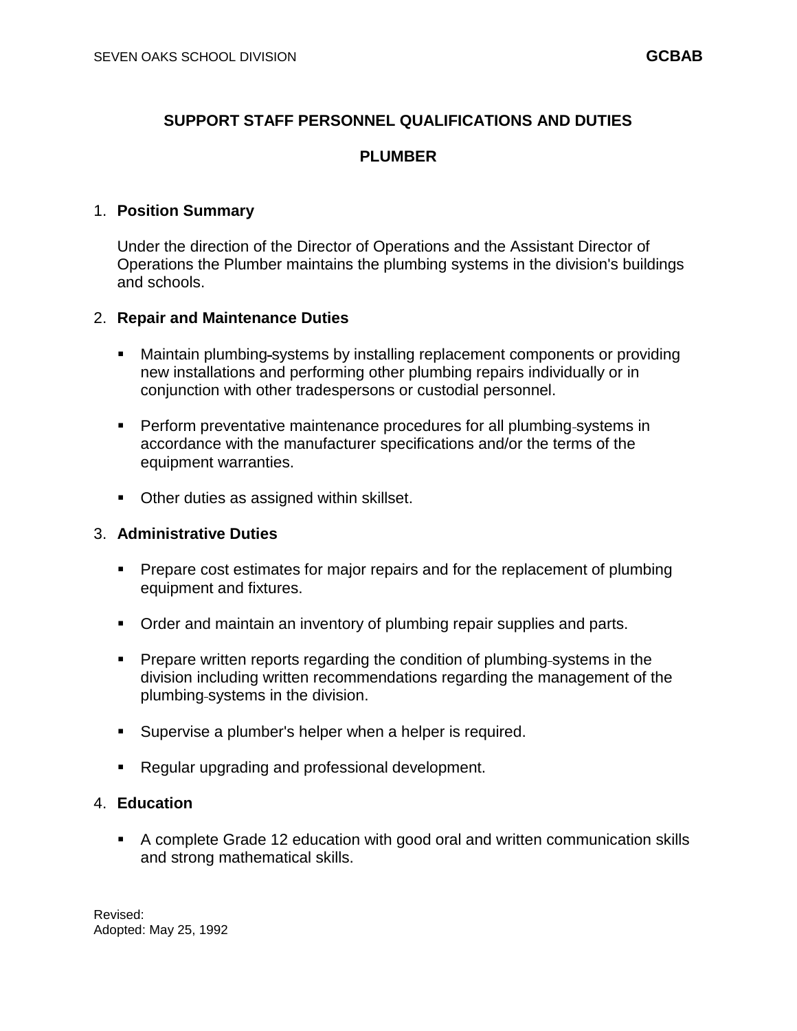# SUPPORT STAFF PERSONNEL QUALIFICATIONS AND DUTIES

## PLUMBER

1. **Position Summary**

   Under the direction of the Director of Operations and the Assistant Director of Operations the Plumber maintains the plumbing systems in the division's buildings and schools.

2. **Repair and Maintenance Duties**

   - Maintain plumbing systems by installing replacement components or providing new installations and performing other plumbing repairs individually or in conjunction with other tradespersons or custodial personnel.

   - Perform preventative maintenance procedures for all plumbing systems in accordance with the manufacturer specifications and/or the terms of the equipment warranties.

   - Other duties as assigned within skillset.

3. **Administrative Duties**

   - Prepare cost estimates for major repairs and for the replacement of plumbing equipment and fixtures.

   - Order and maintain an inventory of plumbing repair supplies and parts.

   - Prepare written reports regarding the condition of plumbing systems in the division including written recommendations regarding the management of the plumbing systems in the division.

   - Supervise a plumber's helper when a helper is required.

   - Regular upgrading and professional development.

4. **Education**

   - A complete Grade 12 education with good oral and written communication skills and strong mathematical skills.

Revised:
Adopted: May 25, 1992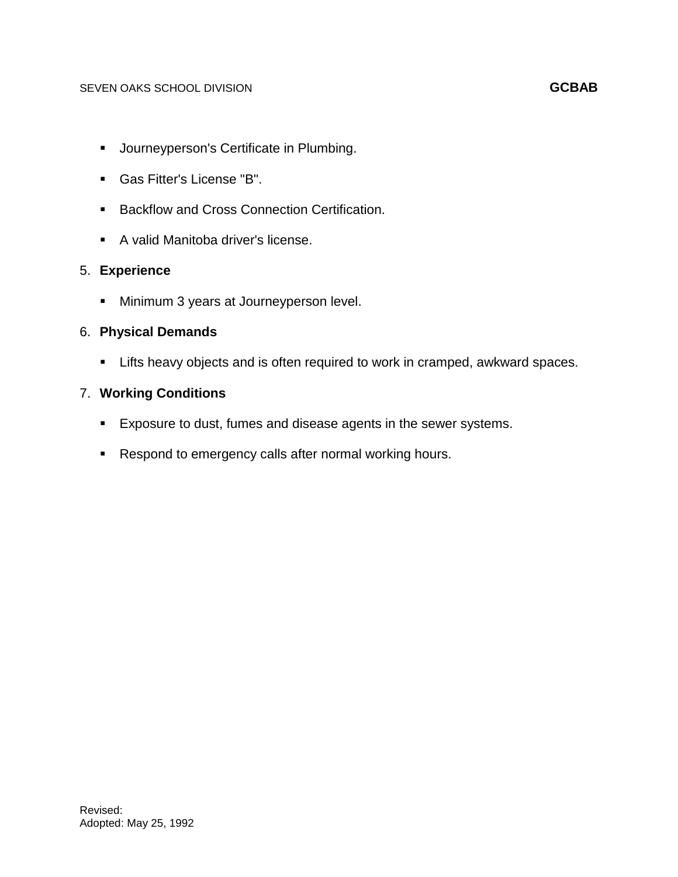- Journeyperson's Certificate in Plumbing.
- Gas Fitter's License "B".
- Backflow and Cross Connection Certification.
- A valid Manitoba driver's license.

5. **Experience**
   - Minimum 3 years at Journeyperson level.

6. **Physical Demands**
   - Lifts heavy objects and is often required to work in cramped, awkward spaces.

7. **Working Conditions**
   - Exposure to dust, fumes and disease agents in the sewer systems.
   - Respond to emergency calls after normal working hours.

Revised:
Adopted: May 25, 1992